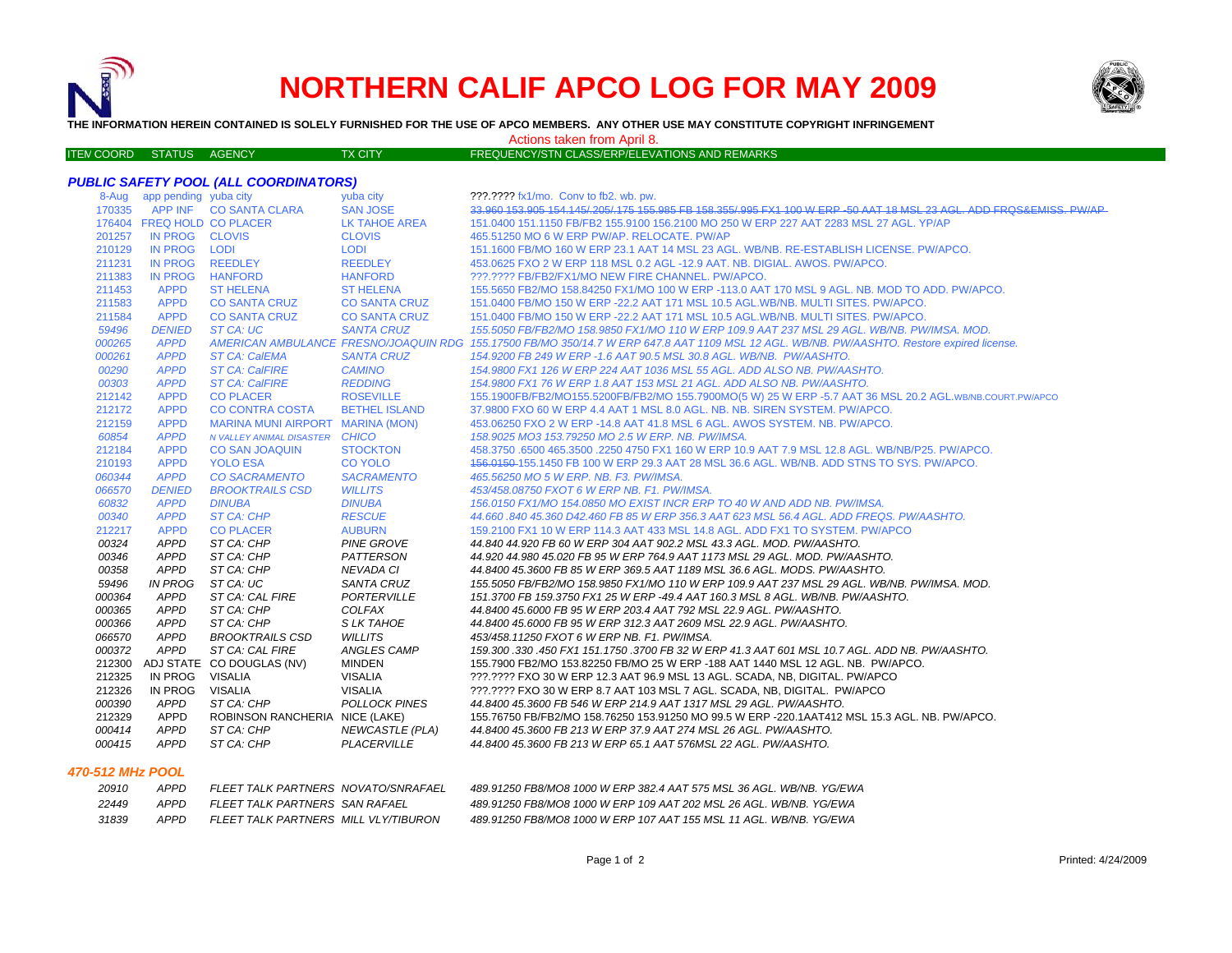# NORTHERN CALIF APCO LOG FOR MAY 2009

**THE INFORMATION HEREIN CONTAINED IS SOLELY FURNISHED FOR THE USE OF APCO MEMBERS. ANY OTHER USE MAY CONSTITUTE COPYRIGHT INFRINGEMENT**

Actions taken from April 8.

### *PUBLIC SAFETY POOL (ALL COORDINATORS)*

| ITEM COORD | STATUS | AGENCY | TX CITY | FREQUENCY/STN CLASS/ERP/ELEVATIONS AND REMARKS |
|---|---|---|---|---|
| 8-Aug | app pending | yuba city | yuba city | ???.???? fx1/mo. Conv to fb2. wb. pw. |
| 170335 | APP INF | CO SANTA CLARA | SAN JOSE | ~~33.960 153.905 154.145/.205/.175 155.985 FB 158.355/.995 FX1 100 W ERP -50 AAT 18 MSL 23 AGL. ADD FRQS&EMISS. PW/AP~~ |
| 176404 | FREQ HOLD | CO PLACER | LK TAHOE AREA | 151.0400 151.1150 FB/FB2 155.9100 156.2100 MO 250 W ERP 227 AAT 2283 MSL 27 AGL. YP/AP |
| 201257 | IN PROG | CLOVIS | CLOVIS | 465.51250 MO 6 W ERP PW/AP. RELOCATE. PW/AP |
| 210129 | IN PROG | LODI | LODI | 151.1600 FB/MO 160 W ERP 23.1 AAT 14 MSL 23 AGL. WB/NB. RE-ESTABLISH LICENSE. PW/APCO. |
| 211231 | IN PROG | REEDLEY | REEDLEY | 453.0625 FXO 2 W ERP 118 MSL 0.2 AGL -12.9 AAT. NB. DIGIAL. AWOS. PW/APCO. |
| 211383 | IN PROG | HANFORD | HANFORD | ???.???? FB/FB2/FX1/MO NEW FIRE CHANNEL. PW/APCO. |
| 211453 | APPD | ST HELENA | ST HELENA | 155.5650 FB2/MO 158.84250 FX1/MO 100 W ERP -113.0 AAT 170 MSL 9 AGL. NB. MOD TO ADD. PW/APCO. |
| 211583 | APPD | CO SANTA CRUZ | CO SANTA CRUZ | 151.0400 FB/MO 150 W ERP -22.2 AAT 171 MSL 10.5 AGL.WB/NB. MULTI SITES. PW/APCO. |
| 211584 | APPD | CO SANTA CRUZ | CO SANTA CRUZ | 151.0400 FB/MO 150 W ERP -22.2 AAT 171 MSL 10.5 AGL.WB/NB. MULTI SITES. PW/APCO. |
| *59496* | *DENIED* | *ST CA: UC* | *SANTA CRUZ* | *155.5050 FB/FB2/MO 158.9850 FX1/MO 110 W ERP 109.9 AAT 237 MSL 29 AGL. WB/NB. PW/IMSA. MOD.* |
| *000265* | *APPD* | *AMERICAN AMBULANCE* | *FRESNO/JOAQUIN RDG* | *155.17500 FB/MO 350/14.7 W ERP 647.8 AAT 1109 MSL 12 AGL. WB/NB. PW/AASHTO. Restore expired license.* |
| *000261* | *APPD* | *ST CA: CalEMA* | *SANTA CRUZ* | *154.9200 FB 249 W ERP -1.6 AAT 90.5 MSL 30.8 AGL. WB/NB. PW/AASHTO.* |
| *00290* | *APPD* | *ST CA: CalFIRE* | *CAMINO* | *154.9800 FX1 126 W ERP 224 AAT 1036 MSL 55 AGL. ADD ALSO NB. PW/AASHTO.* |
| *00303* | *APPD* | *ST CA: CalFIRE* | *REDDING* | *154.9800 FX1 76 W ERP 1.8 AAT 153 MSL 21 AGL. ADD ALSO NB. PW/AASHTO.* |
| 212142 | APPD | CO PLACER | ROSEVILLE | 155.1900FB/FB2/MO155.5200FB/FB2/MO 155.7900MO(5 W) 25 W ERP -5.7 AAT 36 MSL 20.2 AGL.WB/NB.COURT.PW/APCO |
| 212172 | APPD | CO CONTRA COSTA | BETHEL ISLAND | 37.9800 FXO 60 W ERP 4.4 AAT 1 MSL 8.0 AGL. NB. NB. SIREN SYSTEM. PW/APCO. |
| 212159 | APPD | MARINA MUNI AIRPORT | MARINA (MON) | 453.06250 FXO 2 W ERP -14.8 AAT 41.8 MSL 6 AGL. AWOS SYSTEM. NB. PW/APCO. |
| *60854* | *APPD* | *N VALLEY ANIMAL DISASTER* | *CHICO* | *158.9025 MO3 153.79250 MO 2.5 W ERP. NB. PW/IMSA.* |
| 212184 | APPD | CO SAN JOAQUIN | STOCKTON | 458.3750 .6500 465.3500 .2250 4750 FX1 160 W ERP 10.9 AAT 7.9 MSL 12.8 AGL. WB/NB/P25. PW/APCO. |
| 210193 | APPD | YOLO ESA | CO YOLO | ~~156.0150~~ 155.1450 FB 100 W ERP 29.3 AAT 28 MSL 36.6 AGL. WB/NB. ADD STNS TO SYS. PW/APCO. |
| *060344* | *APPD* | *CO SACRAMENTO* | *SACRAMENTO* | *465.56250 MO 5 W ERP. NB. F3. PW/IMSA.* |
| *066570* | *DENIED* | *BROOKTRAILS CSD* | *WILLITS* | *453/458.08750 FXOT 6 W ERP NB. F1. PW/IMSA.* |
| *60832* | *APPD* | *DINUBA* | *DINUBA* | *156.0150 FX1/MO 154.0850 MO EXIST INCR ERP TO 40 W AND ADD NB. PW/IMSA.* |
| *00340* | *APPD* | *ST CA: CHP* | *RESCUE* | *44.660 .840 45.360 D42.460 FB 85 W ERP 356.3 AAT 623 MSL 56.4 AGL. ADD FREQS. PW/AASHTO.* |
| 212217 | APPD | CO PLACER | AUBURN | 159.2100 FX1 10 W ERP 114.3 AAT 433 MSL 14.8 AGL. ADD FX1 TO SYSTEM. PW/APCO |
| *00324* | *APPD* | *ST CA: CHP* | *PINE GROVE* | *44.840 44.920 FB 60 W ERP 304 AAT 902.2 MSL 43.3 AGL. MOD. PW/AASHTO.* |
| *00346* | *APPD* | *ST CA: CHP* | *PATTERSON* | *44.920 44.980 45.020 FB 95 W ERP 764.9 AAT 1173 MSL 29 AGL. MOD. PW/AASHTO.* |
| *00358* | *APPD* | *ST CA: CHP* | *NEVADA CI* | *44.8400 45.3600 FB 85 W ERP 369.5 AAT 1189 MSL 36.6 AGL. MODS. PW/AASHTO.* |
| *59496* | *IN PROG* | *ST CA: UC* | *SANTA CRUZ* | *155.5050 FB/FB2/MO 158.9850 FX1/MO 110 W ERP 109.9 AAT 237 MSL 29 AGL. WB/NB. PW/IMSA. MOD.* |
| *000364* | *APPD* | *ST CA: CAL FIRE* | *PORTERVILLE* | *151.3700 FB 159.3750 FX1 25 W ERP -49.4 AAT 160.3 MSL 8 AGL. WB/NB. PW/AASHTO.* |
| *000365* | *APPD* | *ST CA: CHP* | *COLFAX* | *44.8400 45.6000 FB 95 W ERP 203.4 AAT 792 MSL 22.9 AGL. PW/AASHTO.* |
| *000366* | *APPD* | *ST CA: CHP* | *S LK TAHOE* | *44.8400 45.6000 FB 95 W ERP 312.3 AAT 2609 MSL 22.9 AGL. PW/AASHTO.* |
| *066570* | *APPD* | *BROOKTRAILS CSD* | *WILLITS* | *453/458.11250 FXOT 6 W ERP NB. F1. PW/IMSA.* |
| *000372* | *APPD* | *ST CA: CAL FIRE* | *ANGLES CAMP* | *159.300 .330 .450 FX1 151.1750 .3700 FB 32 W ERP 41.3 AAT 601 MSL 10.7 AGL. ADD NB. PW/AASHTO.* |
| 212300 | ADJ STATE | CO DOUGLAS (NV) | MINDEN | 155.7900 FB2/MO 153.82250 FB/MO 25 W ERP -188 AAT 1440 MSL 12 AGL. NB. PW/APCO. |
| 212325 | IN PROG | VISALIA | VISALIA | ???.???? FXO 30 W ERP 12.3 AAT 96.9 MSL 13 AGL. SCADA, NB, DIGITAL. PW/APCO |
| 212326 | IN PROG | VISALIA | VISALIA | ???.???? FXO 30 W ERP 8.7 AAT 103 MSL 7 AGL. SCADA, NB, DIGITAL. PW/APCO |
| *000390* | *APPD* | *ST CA: CHP* | *POLLOCK PINES* | *44.8400 45.3600 FB 546 W ERP 214.9 AAT 1317 MSL 29 AGL. PW/AASHTO.* |
| 212329 | APPD | ROBINSON RANCHERIA | NICE (LAKE) | 155.76750 FB/FB2/MO 158.76250 153.91250 MO 99.5 W ERP -220.1AAT412 MSL 15.3 AGL. NB. PW/APCO. |
| *000414* | *APPD* | *ST CA: CHP* | *NEWCASTLE (PLA)* | *44.8400 45.3600 FB 213 W ERP 37.9 AAT 274 MSL 26 AGL. PW/AASHTO.* |
| *000415* | *APPD* | *ST CA: CHP* | *PLACERVILLE* | *44.8400 45.3600 FB 213 W ERP 65.1 AAT 576MSL 22 AGL. PW/AASHTO.* |

### *470-512 MHz POOL*

| ITEM COORD | STATUS | AGENCY | TX CITY | FREQUENCY/STN CLASS/ERP/ELEVATIONS AND REMARKS |
|---|---|---|---|---|
| *20910* | *APPD* | *FLEET TALK PARTNERS* | *NOVATO/SNRAFAEL* | *489.91250 FB8/MO8 1000 W ERP 382.4 AAT 575 MSL 36 AGL. WB/NB. YG/EWA* |
| *22449* | *APPD* | *FLEET TALK PARTNERS* | *SAN RAFAEL* | *489.91250 FB8/MO8 1000 W ERP 109 AAT 202 MSL 26 AGL. WB/NB. YG/EWA* |
| *31839* | *APPD* | *FLEET TALK PARTNERS* | *MILL VLY/TIBURON* | *489.91250 FB8/MO8 1000 W ERP 107 AAT 155 MSL 11 AGL. WB/NB. YG/EWA* |

Printed: 4/24/2009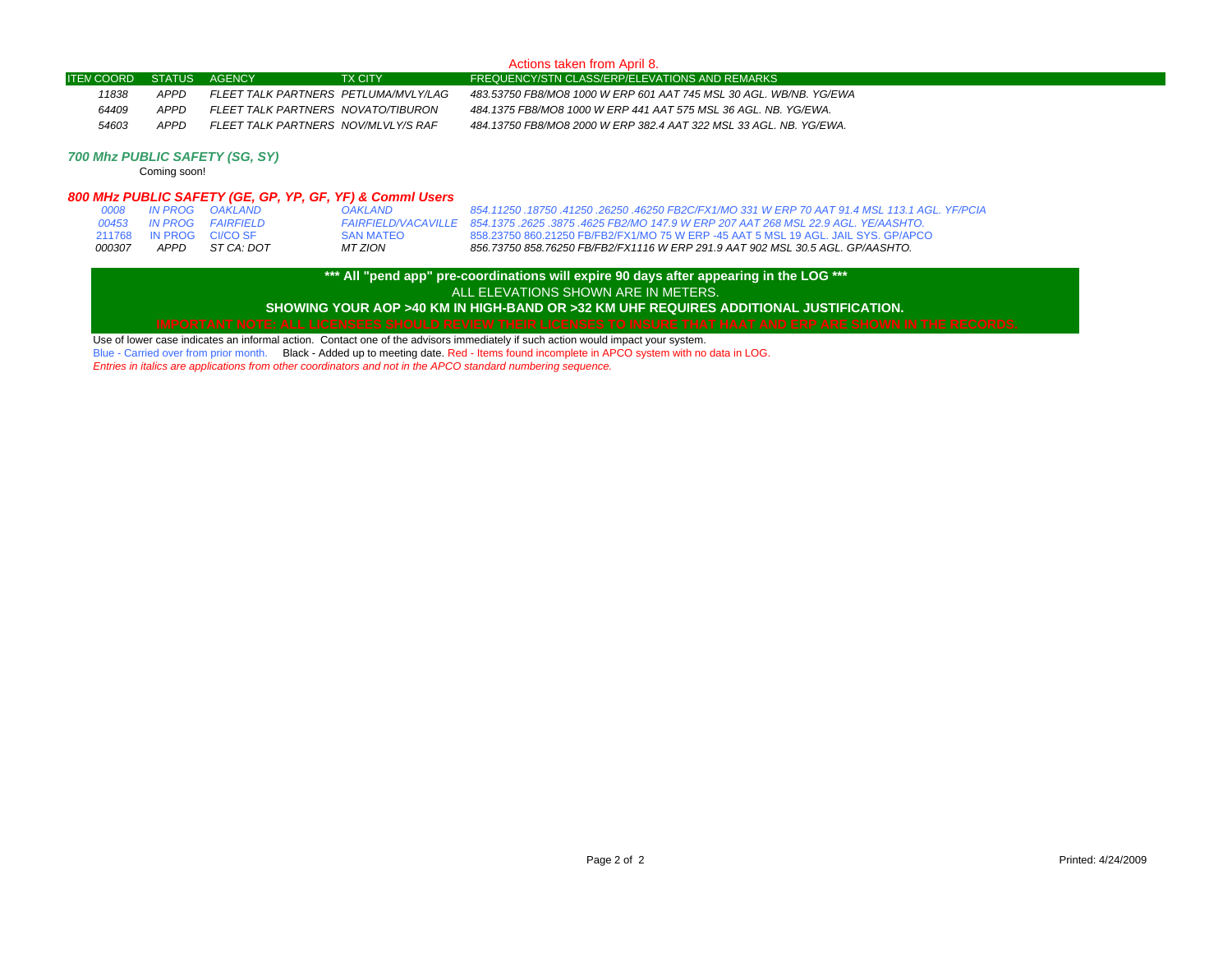Actions taken from April 8.

| ITEM COORD | STATUS | AGENCY | TX CITY | FREQUENCY/STN CLASS/ERP/ELEVATIONS AND REMARKS |
|---|---|---|---|---|
| *11838* | *APPD* | *FLEET TALK PARTNERS* | *PETLUMA/MVLY/LAG* | *483.53750 FB8/MO8 1000 W ERP 601 AAT 745 MSL 30 AGL. WB/NB. YG/EWA* |
| *64409* | *APPD* | *FLEET TALK PARTNERS* | *NOVATO/TIBURON* | *484.1375 FB8/MO8 1000 W ERP 441 AAT 575 MSL 36 AGL. NB. YG/EWA.* |
| *54603* | *APPD* | *FLEET TALK PARTNERS* | *NOV/MLVLY/S RAF* | *484.13750 FB8/MO8 2000 W ERP 382.4 AAT 322 MSL 33 AGL. NB. YG/EWA.* |

### *700 Mhz PUBLIC SAFETY (SG, SY)*

Coming soon!

### *800 MHz PUBLIC SAFETY (GE, GP, YP, GF, YF) & Comml Users*

| | | | | |
|---|---|---|---|---|
| *0008* | *IN PROG* | *OAKLAND* | *OAKLAND* | *854.11250 .18750 .41250 .26250 .46250 FB2C/FX1/MO 331 W ERP 70 AAT 91.4 MSL 113.1 AGL. YF/PCIA* |
| *00453* | *IN PROG* | *FAIRFIELD* | *FAIRFIELD/VACAVILLE* | *854.1375 .2625 .3875 .4625 FB2/MO 147.9 W ERP 207 AAT 268 MSL 22.9 AGL. YE/AASHTO.* |
| 211768 | IN PROG | CI/CO SF | SAN MATEO | 858.23750 860.21250 FB/FB2/FX1/MO 75 W ERP -45 AAT 5 MSL 19 AGL. JAIL SYS. GP/APCO |
| *000307* | *APPD* | *ST CA: DOT* | *MT ZION* | *856.73750 858.76250 FB/FB2/FX1116 W ERP 291.9 AAT 902 MSL 30.5 AGL. GP/AASHTO.* |

**\*\*\* All "pend app" pre-coordinations will expire 90 days after appearing in the LOG \*\*\***

ALL ELEVATIONS SHOWN ARE IN METERS.

**SHOWING YOUR AOP >40 KM IN HIGH-BAND OR >32 KM UHF REQUIRES ADDITIONAL JUSTIFICATION.**

**IMPORTANT NOTE: ALL LICENSEES SHOULD REVIEW THEIR LICENSES TO INSURE THAT HAAT AND ERP ARE SHOWN IN THE RECORDS.**

Use of lower case indicates an informal action. Contact one of the advisors immediately if such action would impact your system.

Blue - Carried over from prior month. Black - Added up to meeting date. Red - Items found incomplete in APCO system with no data in LOG.

*Entries in italics are applications from other coordinators and not in the APCO standard numbering sequence.*

Printed: 4/24/2009